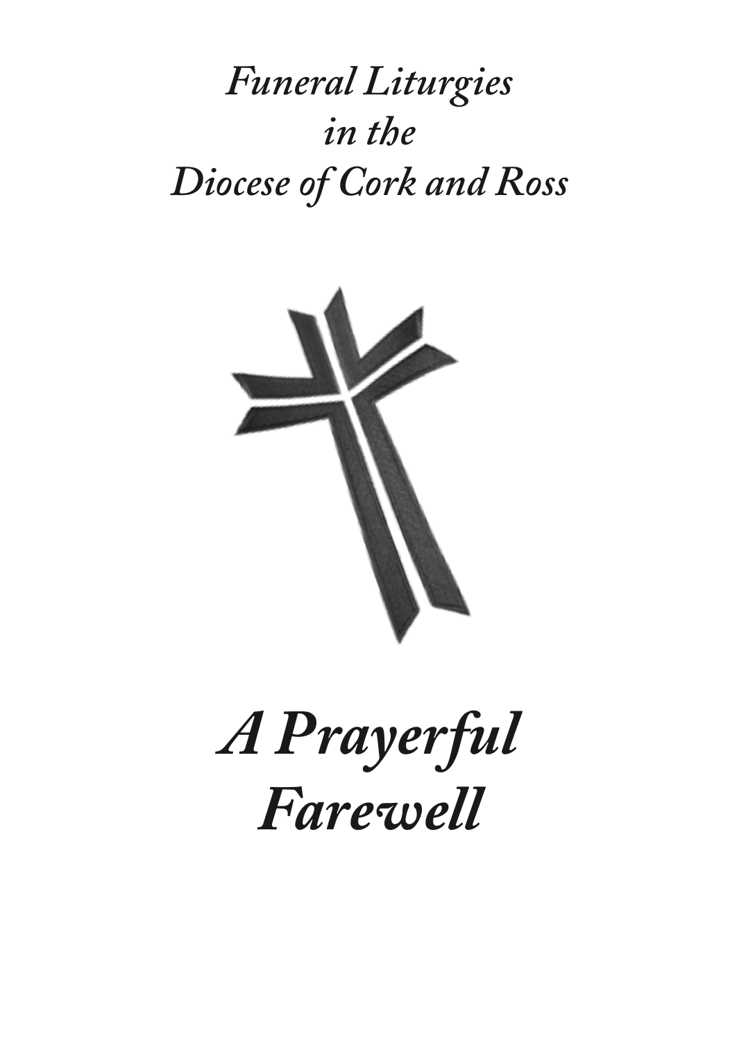*Funeral Liturgies*
*in the*
*Diocese of Cork and Ross*

# *A Prayerful Farewell*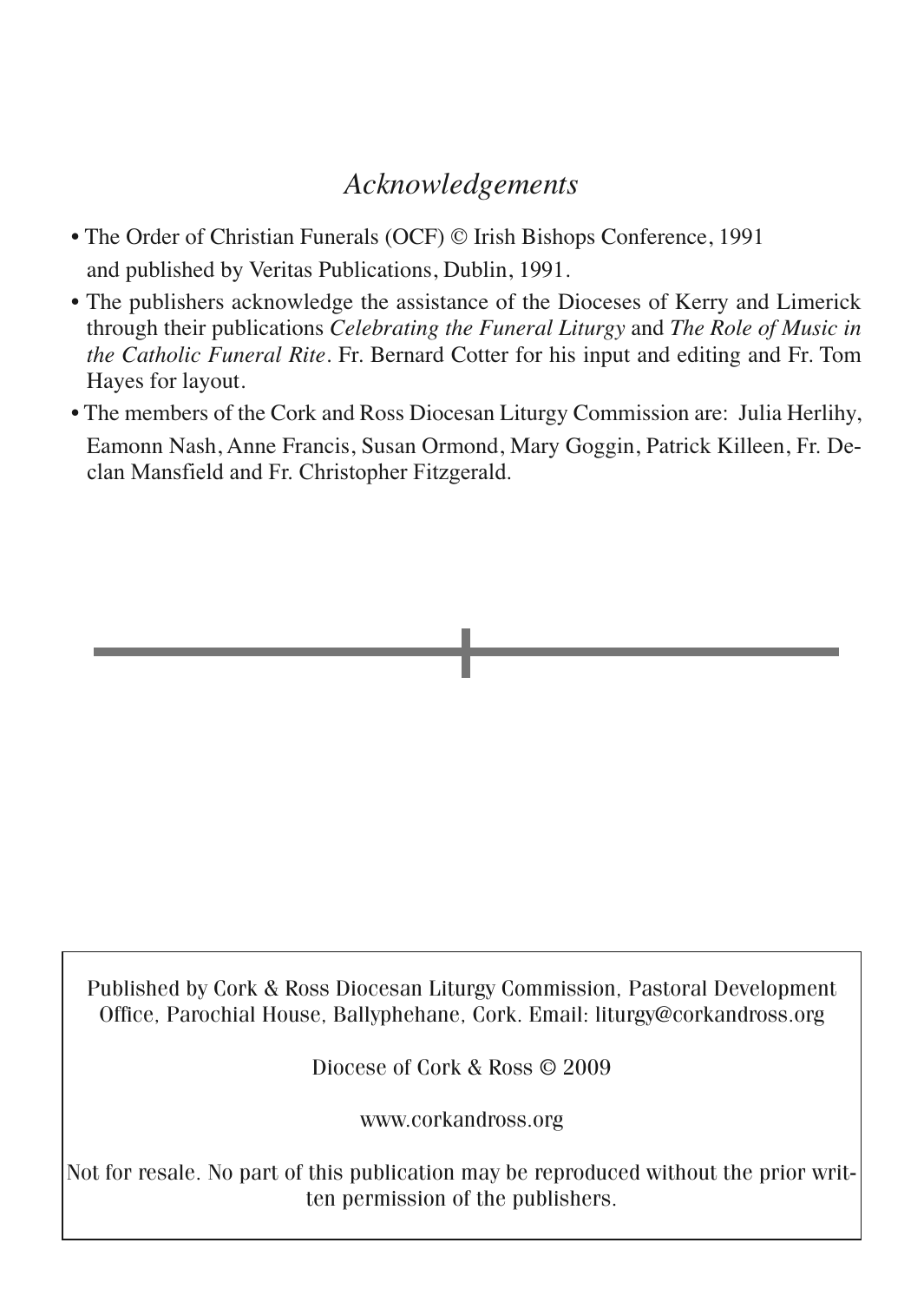# *Acknowledgements*

- The Order of Christian Funerals (OCF) © Irish Bishops Conference, 1991 and published by Veritas Publications, Dublin, 1991.
- The publishers acknowledge the assistance of the Dioceses of Kerry and Limerick through their publications *Celebrating the Funeral Liturgy* and *The Role of Music in the Catholic Funeral Rite*. Fr. Bernard Cotter for his input and editing and Fr. Tom Hayes for layout.
- The members of the Cork and Ross Diocesan Liturgy Commission are: Julia Herlihy, Eamonn Nash, Anne Francis, Susan Ormond, Mary Goggin, Patrick Killeen, Fr. Declan Mansfield and Fr. Christopher Fitzgerald.

Published by Cork & Ross Diocesan Liturgy Commission, Pastoral Development Office, Parochial House, Ballyphehane, Cork. Email: liturgy@corkandross.org

Diocese of Cork & Ross © 2009

www.corkandross.org

Not for resale. No part of this publication may be reproduced without the prior written permission of the publishers.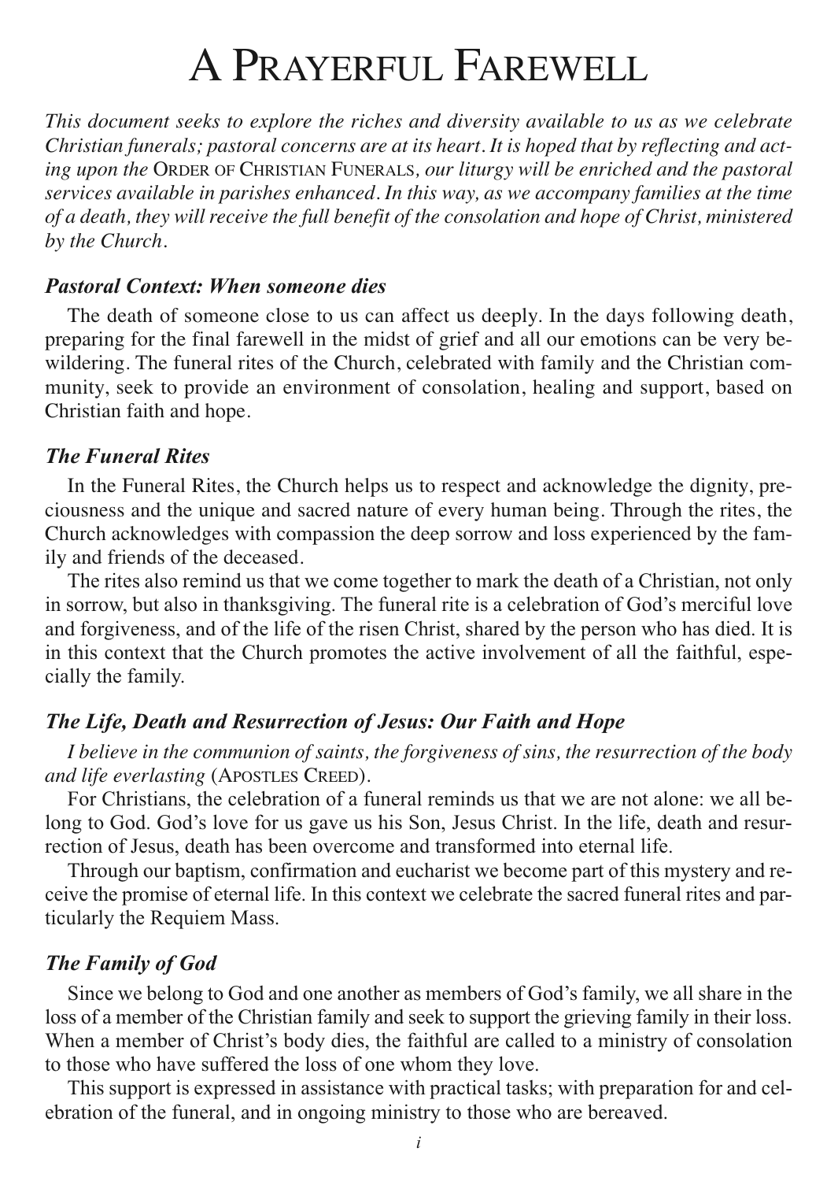# A Prayerful Farewell

*This document seeks to explore the riches and diversity available to us as we celebrate Christian funerals; pastoral concerns are at its heart. It is hoped that by reflecting and acting upon the* Order of Christian Funerals*, our liturgy will be enriched and the pastoral services available in parishes enhanced. In this way, as we accompany families at the time of a death, they will receive the full benefit of the consolation and hope of Christ, ministered by the Church.*

### *Pastoral Context: When someone dies*

The death of someone close to us can affect us deeply. In the days following death, preparing for the final farewell in the midst of grief and all our emotions can be very bewildering. The funeral rites of the Church, celebrated with family and the Christian community, seek to provide an environment of consolation, healing and support, based on Christian faith and hope.

### *The Funeral Rites*

In the Funeral Rites, the Church helps us to respect and acknowledge the dignity, preciousness and the unique and sacred nature of every human being. Through the rites, the Church acknowledges with compassion the deep sorrow and loss experienced by the family and friends of the deceased.

The rites also remind us that we come together to mark the death of a Christian, not only in sorrow, but also in thanksgiving. The funeral rite is a celebration of God's merciful love and forgiveness, and of the life of the risen Christ, shared by the person who has died. It is in this context that the Church promotes the active involvement of all the faithful, especially the family.

### *The Life, Death and Resurrection of Jesus: Our Faith and Hope*

*I believe in the communion of saints, the forgiveness of sins, the resurrection of the body and life everlasting* (Apostles Creed).

For Christians, the celebration of a funeral reminds us that we are not alone: we all belong to God. God's love for us gave us his Son, Jesus Christ. In the life, death and resurrection of Jesus, death has been overcome and transformed into eternal life.

Through our baptism, confirmation and eucharist we become part of this mystery and receive the promise of eternal life. In this context we celebrate the sacred funeral rites and particularly the Requiem Mass.

### *The Family of God*

Since we belong to God and one another as members of God's family, we all share in the loss of a member of the Christian family and seek to support the grieving family in their loss. When a member of Christ's body dies, the faithful are called to a ministry of consolation to those who have suffered the loss of one whom they love.

This support is expressed in assistance with practical tasks; with preparation for and celebration of the funeral, and in ongoing ministry to those who are bereaved.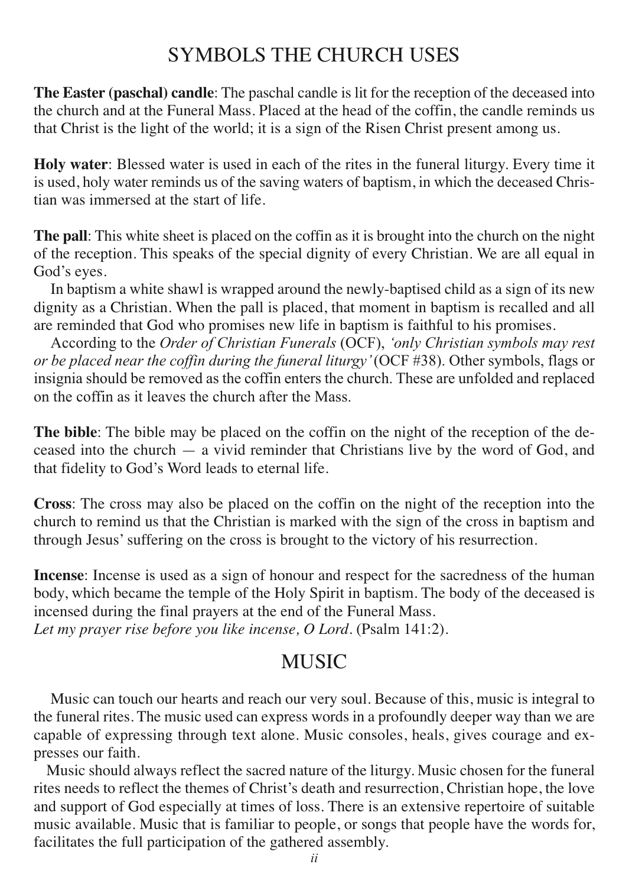## SYMBOLS THE CHURCH USES

**The Easter (paschal) candle**: The paschal candle is lit for the reception of the deceased into the church and at the Funeral Mass. Placed at the head of the coffin, the candle reminds us that Christ is the light of the world; it is a sign of the Risen Christ present among us.

**Holy water**: Blessed water is used in each of the rites in the funeral liturgy. Every time it is used, holy water reminds us of the saving waters of baptism, in which the deceased Christian was immersed at the start of life.

**The pall**: This white sheet is placed on the coffin as it is brought into the church on the night of the reception. This speaks of the special dignity of every Christian. We are all equal in God's eyes.

In baptism a white shawl is wrapped around the newly-baptised child as a sign of its new dignity as a Christian. When the pall is placed, that moment in baptism is recalled and all are reminded that God who promises new life in baptism is faithful to his promises.

According to the *Order of Christian Funerals* (OCF), *'only Christian symbols may rest or be placed near the coffin during the funeral liturgy'* (OCF #38). Other symbols, flags or insignia should be removed as the coffin enters the church. These are unfolded and replaced on the coffin as it leaves the church after the Mass.

**The bible**: The bible may be placed on the coffin on the night of the reception of the deceased into the church — a vivid reminder that Christians live by the word of God, and that fidelity to God's Word leads to eternal life.

**Cross**: The cross may also be placed on the coffin on the night of the reception into the church to remind us that the Christian is marked with the sign of the cross in baptism and through Jesus' suffering on the cross is brought to the victory of his resurrection.

**Incense**: Incense is used as a sign of honour and respect for the sacredness of the human body, which became the temple of the Holy Spirit in baptism. The body of the deceased is incensed during the final prayers at the end of the Funeral Mass.
*Let my prayer rise before you like incense, O Lord*. (Psalm 141:2).

## MUSIC

Music can touch our hearts and reach our very soul. Because of this, music is integral to the funeral rites. The music used can express words in a profoundly deeper way than we are capable of expressing through text alone. Music consoles, heals, gives courage and expresses our faith.

Music should always reflect the sacred nature of the liturgy. Music chosen for the funeral rites needs to reflect the themes of Christ's death and resurrection, Christian hope, the love and support of God especially at times of loss. There is an extensive repertoire of suitable music available. Music that is familiar to people, or songs that people have the words for, facilitates the full participation of the gathered assembly.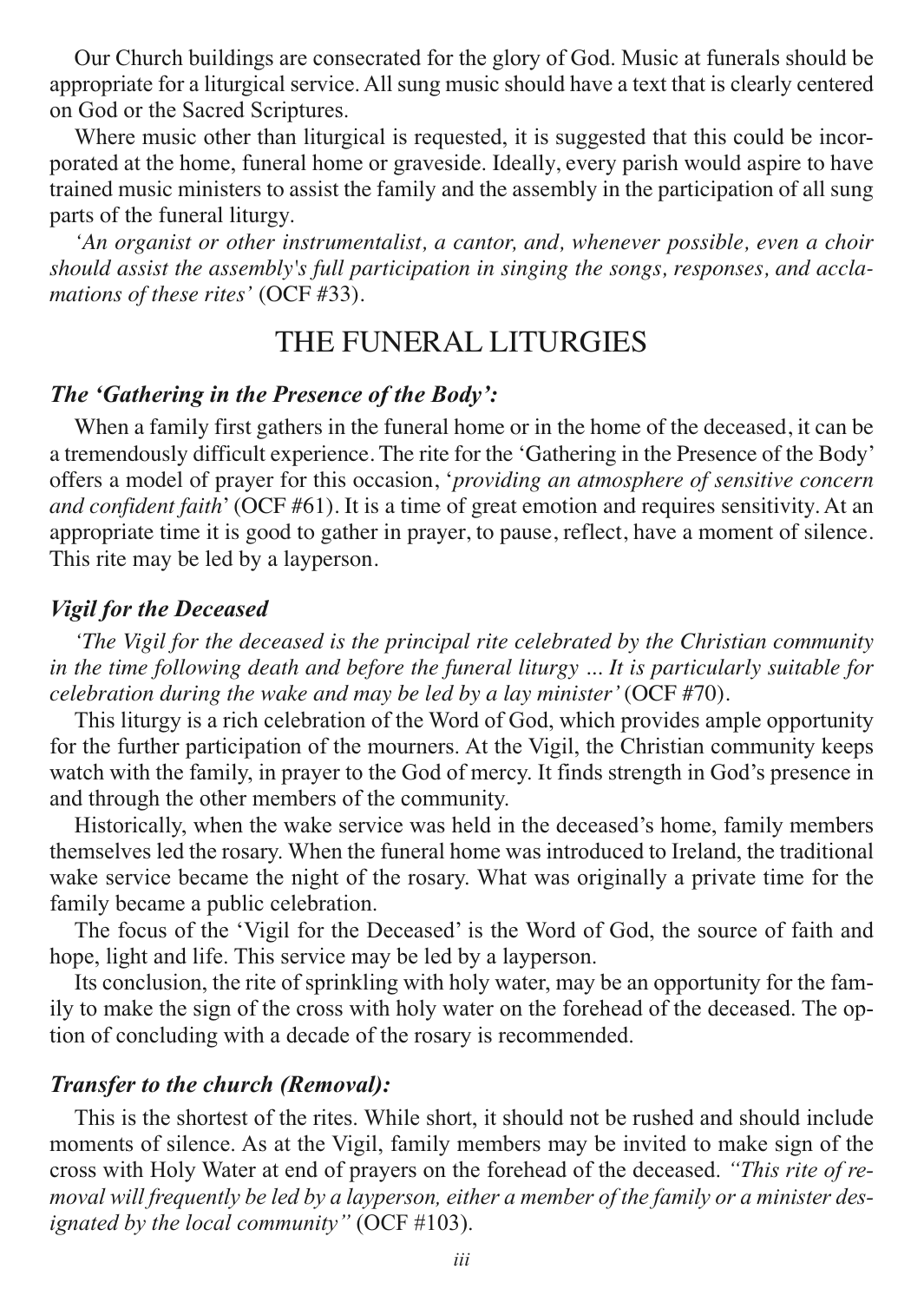Our Church buildings are consecrated for the glory of God. Music at funerals should be appropriate for a liturgical service. All sung music should have a text that is clearly centered on God or the Sacred Scriptures.

Where music other than liturgical is requested, it is suggested that this could be incorporated at the home, funeral home or graveside. Ideally, every parish would aspire to have trained music ministers to assist the family and the assembly in the participation of all sung parts of the funeral liturgy.

*'An organist or other instrumentalist, a cantor, and, whenever possible, even a choir should assist the assembly's full participation in singing the songs, responses, and acclamations of these rites'* (OCF #33).

## THE FUNERAL LITURGIES

### *The 'Gathering in the Presence of the Body':*

When a family first gathers in the funeral home or in the home of the deceased, it can be a tremendously difficult experience. The rite for the 'Gathering in the Presence of the Body' offers a model of prayer for this occasion, '*providing an atmosphere of sensitive concern and confident faith*' (OCF #61). It is a time of great emotion and requires sensitivity. At an appropriate time it is good to gather in prayer, to pause, reflect, have a moment of silence. This rite may be led by a layperson.

### *Vigil for the Deceased*

*'The Vigil for the deceased is the principal rite celebrated by the Christian community in the time following death and before the funeral liturgy ... It is particularly suitable for celebration during the wake and may be led by a lay minister'* (OCF #70).

This liturgy is a rich celebration of the Word of God, which provides ample opportunity for the further participation of the mourners. At the Vigil, the Christian community keeps watch with the family, in prayer to the God of mercy. It finds strength in God's presence in and through the other members of the community.

Historically, when the wake service was held in the deceased's home, family members themselves led the rosary. When the funeral home was introduced to Ireland, the traditional wake service became the night of the rosary. What was originally a private time for the family became a public celebration.

The focus of the 'Vigil for the Deceased' is the Word of God, the source of faith and hope, light and life. This service may be led by a layperson.

Its conclusion, the rite of sprinkling with holy water, may be an opportunity for the family to make the sign of the cross with holy water on the forehead of the deceased. The option of concluding with a decade of the rosary is recommended.

### *Transfer to the church (Removal):*

This is the shortest of the rites. While short, it should not be rushed and should include moments of silence. As at the Vigil, family members may be invited to make sign of the cross with Holy Water at end of prayers on the forehead of the deceased. *"This rite of removal will frequently be led by a layperson, either a member of the family or a minister designated by the local community"* (OCF #103).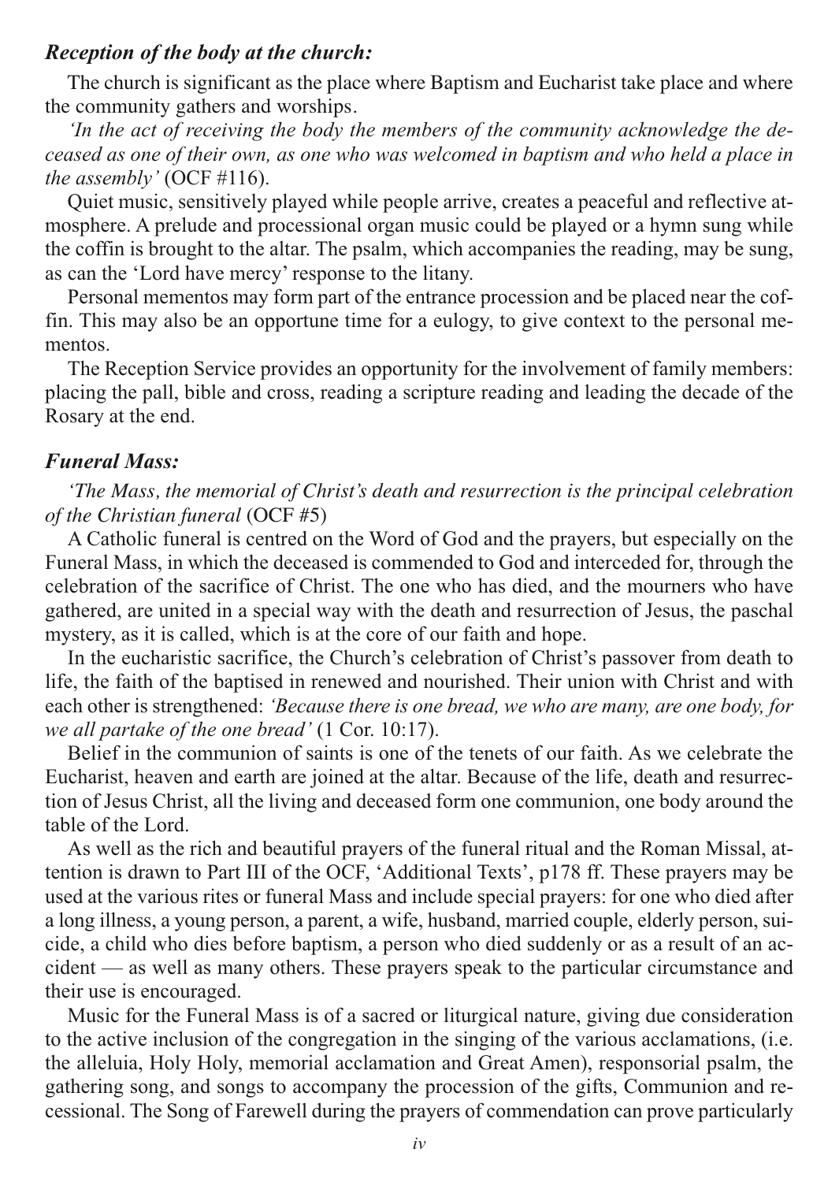### *Reception of the body at the church:*

The church is significant as the place where Baptism and Eucharist take place and where the community gathers and worships.

*'In the act of receiving the body the members of the community acknowledge the deceased as one of their own, as one who was welcomed in baptism and who held a place in the assembly'* (OCF #116).

Quiet music, sensitively played while people arrive, creates a peaceful and reflective atmosphere. A prelude and processional organ music could be played or a hymn sung while the coffin is brought to the altar. The psalm, which accompanies the reading, may be sung, as can the 'Lord have mercy' response to the litany.

Personal mementos may form part of the entrance procession and be placed near the coffin. This may also be an opportune time for a eulogy, to give context to the personal mementos.

The Reception Service provides an opportunity for the involvement of family members: placing the pall, bible and cross, reading a scripture reading and leading the decade of the Rosary at the end.

### *Funeral Mass:*

*'The Mass, the memorial of Christ's death and resurrection is the principal celebration of the Christian funeral* (OCF #5)

A Catholic funeral is centred on the Word of God and the prayers, but especially on the Funeral Mass, in which the deceased is commended to God and interceded for, through the celebration of the sacrifice of Christ. The one who has died, and the mourners who have gathered, are united in a special way with the death and resurrection of Jesus, the paschal mystery, as it is called, which is at the core of our faith and hope.

In the eucharistic sacrifice, the Church's celebration of Christ's passover from death to life, the faith of the baptised in renewed and nourished. Their union with Christ and with each other is strengthened: *'Because there is one bread, we who are many, are one body, for we all partake of the one bread'* (1 Cor. 10:17).

Belief in the communion of saints is one of the tenets of our faith. As we celebrate the Eucharist, heaven and earth are joined at the altar. Because of the life, death and resurrection of Jesus Christ, all the living and deceased form one communion, one body around the table of the Lord.

As well as the rich and beautiful prayers of the funeral ritual and the Roman Missal, attention is drawn to Part III of the OCF, 'Additional Texts', p178 ff. These prayers may be used at the various rites or funeral Mass and include special prayers: for one who died after a long illness, a young person, a parent, a wife, husband, married couple, elderly person, suicide, a child who dies before baptism, a person who died suddenly or as a result of an accident — as well as many others. These prayers speak to the particular circumstance and their use is encouraged.

Music for the Funeral Mass is of a sacred or liturgical nature, giving due consideration to the active inclusion of the congregation in the singing of the various acclamations, (i.e. the alleluia, Holy Holy, memorial acclamation and Great Amen), responsorial psalm, the gathering song, and songs to accompany the procession of the gifts, Communion and recessional. The Song of Farewell during the prayers of commendation can prove particularly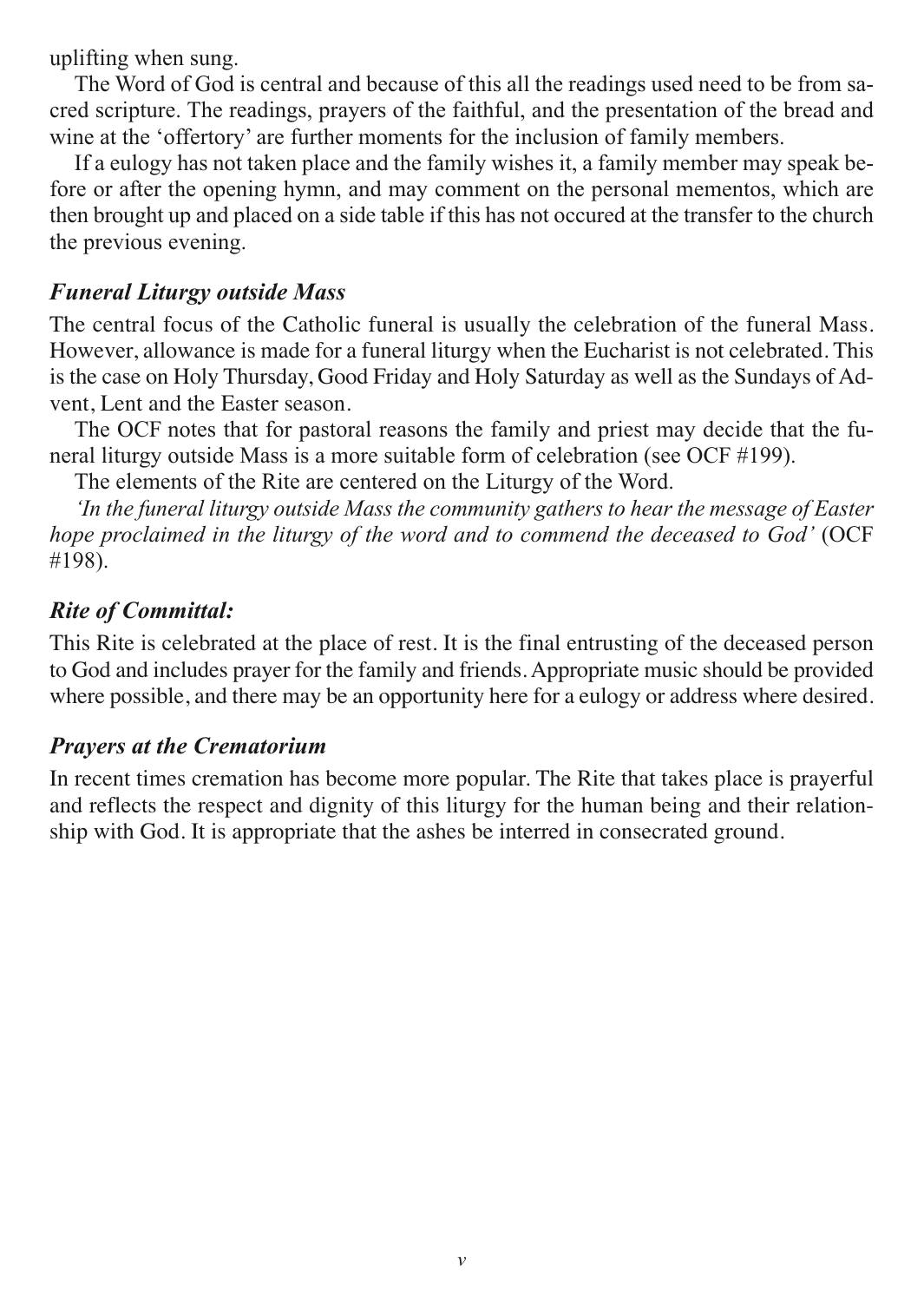uplifting when sung.

The Word of God is central and because of this all the readings used need to be from sacred scripture. The readings, prayers of the faithful, and the presentation of the bread and wine at the 'offertory' are further moments for the inclusion of family members.

If a eulogy has not taken place and the family wishes it, a family member may speak before or after the opening hymn, and may comment on the personal mementos, which are then brought up and placed on a side table if this has not occured at the transfer to the church the previous evening.

### *Funeral Liturgy outside Mass*

The central focus of the Catholic funeral is usually the celebration of the funeral Mass. However, allowance is made for a funeral liturgy when the Eucharist is not celebrated. This is the case on Holy Thursday, Good Friday and Holy Saturday as well as the Sundays of Advent, Lent and the Easter season.

The OCF notes that for pastoral reasons the family and priest may decide that the funeral liturgy outside Mass is a more suitable form of celebration (see OCF #199).

The elements of the Rite are centered on the Liturgy of the Word.

*'In the funeral liturgy outside Mass the community gathers to hear the message of Easter hope proclaimed in the liturgy of the word and to commend the deceased to God'* (OCF #198).

### *Rite of Committal:*

This Rite is celebrated at the place of rest. It is the final entrusting of the deceased person to God and includes prayer for the family and friends. Appropriate music should be provided where possible, and there may be an opportunity here for a eulogy or address where desired.

### *Prayers at the Crematorium*

In recent times cremation has become more popular. The Rite that takes place is prayerful and reflects the respect and dignity of this liturgy for the human being and their relationship with God. It is appropriate that the ashes be interred in consecrated ground.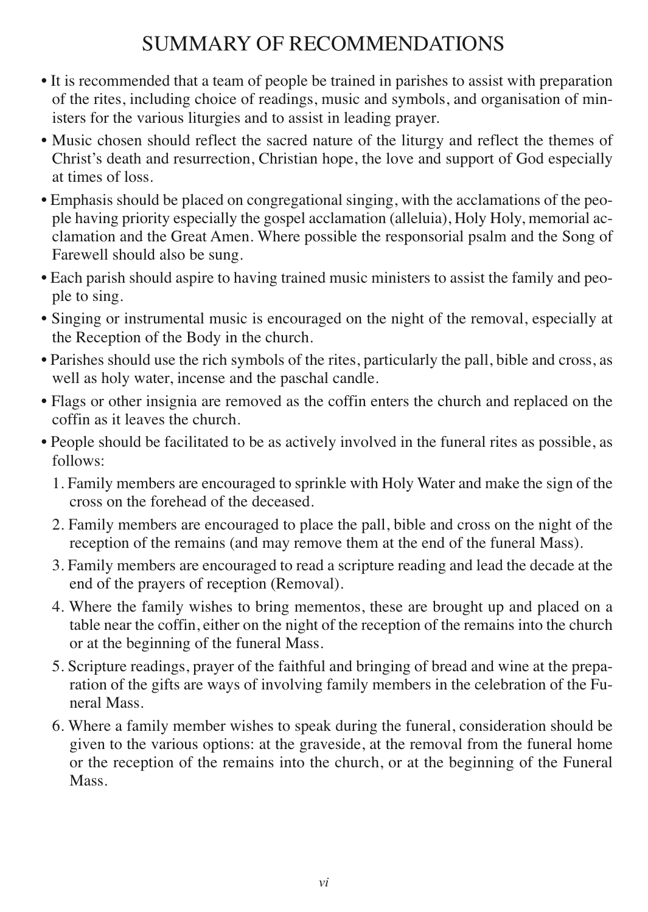# SUMMARY OF RECOMMENDATIONS

- It is recommended that a team of people be trained in parishes to assist with preparation of the rites, including choice of readings, music and symbols, and organisation of ministers for the various liturgies and to assist in leading prayer.
- Music chosen should reflect the sacred nature of the liturgy and reflect the themes of Christ's death and resurrection, Christian hope, the love and support of God especially at times of loss.
- Emphasis should be placed on congregational singing, with the acclamations of the people having priority especially the gospel acclamation (alleluia), Holy Holy, memorial acclamation and the Great Amen. Where possible the responsorial psalm and the Song of Farewell should also be sung.
- Each parish should aspire to having trained music ministers to assist the family and people to sing.
- Singing or instrumental music is encouraged on the night of the removal, especially at the Reception of the Body in the church.
- Parishes should use the rich symbols of the rites, particularly the pall, bible and cross, as well as holy water, incense and the paschal candle.
- Flags or other insignia are removed as the coffin enters the church and replaced on the coffin as it leaves the church.
- People should be facilitated to be as actively involved in the funeral rites as possible, as follows:
  1. Family members are encouraged to sprinkle with Holy Water and make the sign of the cross on the forehead of the deceased.
  2. Family members are encouraged to place the pall, bible and cross on the night of the reception of the remains (and may remove them at the end of the funeral Mass).
  3. Family members are encouraged to read a scripture reading and lead the decade at the end of the prayers of reception (Removal).
  4. Where the family wishes to bring mementos, these are brought up and placed on a table near the coffin, either on the night of the reception of the remains into the church or at the beginning of the funeral Mass.
  5. Scripture readings, prayer of the faithful and bringing of bread and wine at the preparation of the gifts are ways of involving family members in the celebration of the Funeral Mass.
  6. Where a family member wishes to speak during the funeral, consideration should be given to the various options: at the graveside, at the removal from the funeral home or the reception of the remains into the church, or at the beginning of the Funeral Mass.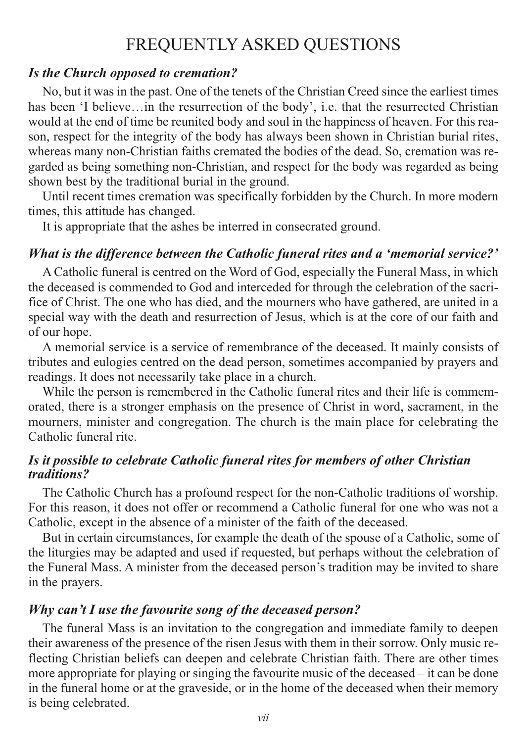# FREQUENTLY ASKED QUESTIONS

### *Is the Church opposed to cremation?*

No, but it was in the past. One of the tenets of the Christian Creed since the earliest times has been 'I believe…in the resurrection of the body', i.e. that the resurrected Christian would at the end of time be reunited body and soul in the happiness of heaven. For this reason, respect for the integrity of the body has always been shown in Christian burial rites, whereas many non-Christian faiths cremated the bodies of the dead. So, cremation was regarded as being something non-Christian, and respect for the body was regarded as being shown best by the traditional burial in the ground.

Until recent times cremation was specifically forbidden by the Church. In more modern times, this attitude has changed.

It is appropriate that the ashes be interred in consecrated ground.

### *What is the difference between the Catholic funeral rites and a 'memorial service?'*

A Catholic funeral is centred on the Word of God, especially the Funeral Mass, in which the deceased is commended to God and interceded for through the celebration of the sacrifice of Christ. The one who has died, and the mourners who have gathered, are united in a special way with the death and resurrection of Jesus, which is at the core of our faith and of our hope.

A memorial service is a service of remembrance of the deceased. It mainly consists of tributes and eulogies centred on the dead person, sometimes accompanied by prayers and readings. It does not necessarily take place in a church.

While the person is remembered in the Catholic funeral rites and their life is commemorated, there is a stronger emphasis on the presence of Christ in word, sacrament, in the mourners, minister and congregation. The church is the main place for celebrating the Catholic funeral rite.

### *Is it possible to celebrate Catholic funeral rites for members of other Christian traditions?*

The Catholic Church has a profound respect for the non-Catholic traditions of worship. For this reason, it does not offer or recommend a Catholic funeral for one who was not a Catholic, except in the absence of a minister of the faith of the deceased.

But in certain circumstances, for example the death of the spouse of a Catholic, some of the liturgies may be adapted and used if requested, but perhaps without the celebration of the Funeral Mass. A minister from the deceased person's tradition may be invited to share in the prayers.

### *Why can't I use the favourite song of the deceased person?*

The funeral Mass is an invitation to the congregation and immediate family to deepen their awareness of the presence of the risen Jesus with them in their sorrow. Only music reflecting Christian beliefs can deepen and celebrate Christian faith. There are other times more appropriate for playing or singing the favourite music of the deceased – it can be done in the funeral home or at the graveside, or in the home of the deceased when their memory is being celebrated.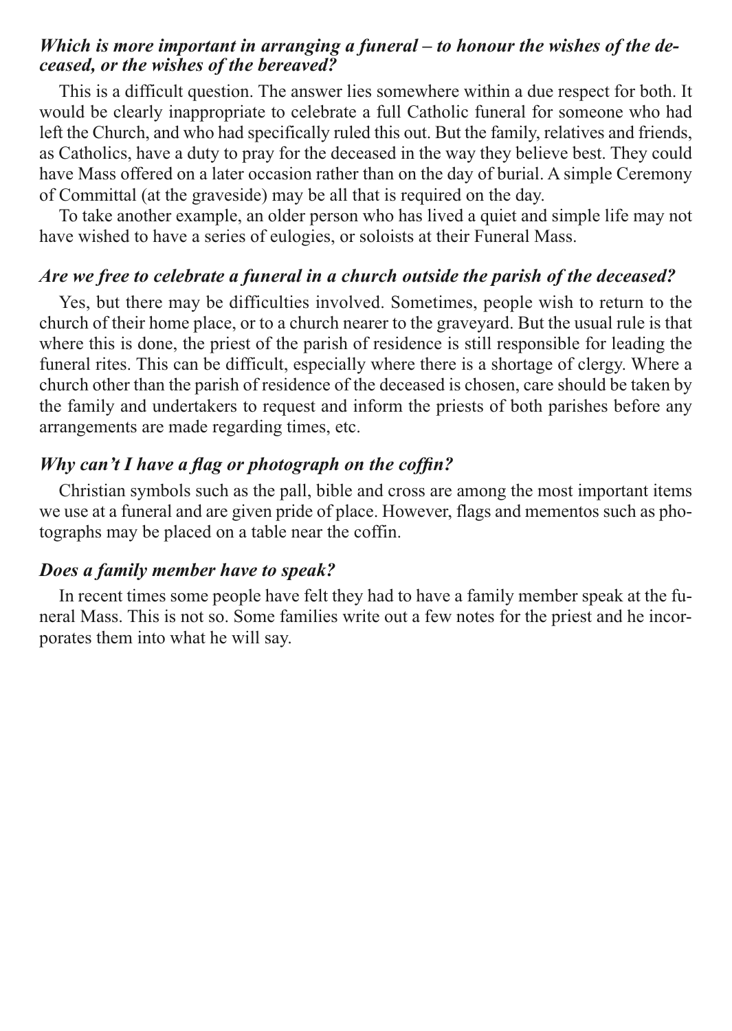### *Which is more important in arranging a funeral – to honour the wishes of the deceased, or the wishes of the bereaved?*

This is a difficult question. The answer lies somewhere within a due respect for both. It would be clearly inappropriate to celebrate a full Catholic funeral for someone who had left the Church, and who had specifically ruled this out. But the family, relatives and friends, as Catholics, have a duty to pray for the deceased in the way they believe best. They could have Mass offered on a later occasion rather than on the day of burial. A simple Ceremony of Committal (at the graveside) may be all that is required on the day.

To take another example, an older person who has lived a quiet and simple life may not have wished to have a series of eulogies, or soloists at their Funeral Mass.

### *Are we free to celebrate a funeral in a church outside the parish of the deceased?*

Yes, but there may be difficulties involved. Sometimes, people wish to return to the church of their home place, or to a church nearer to the graveyard. But the usual rule is that where this is done, the priest of the parish of residence is still responsible for leading the funeral rites. This can be difficult, especially where there is a shortage of clergy. Where a church other than the parish of residence of the deceased is chosen, care should be taken by the family and undertakers to request and inform the priests of both parishes before any arrangements are made regarding times, etc.

### *Why can't I have a flag or photograph on the coffin?*

Christian symbols such as the pall, bible and cross are among the most important items we use at a funeral and are given pride of place. However, flags and mementos such as photographs may be placed on a table near the coffin.

### *Does a family member have to speak?*

In recent times some people have felt they had to have a family member speak at the funeral Mass. This is not so. Some families write out a few notes for the priest and he incorporates them into what he will say.